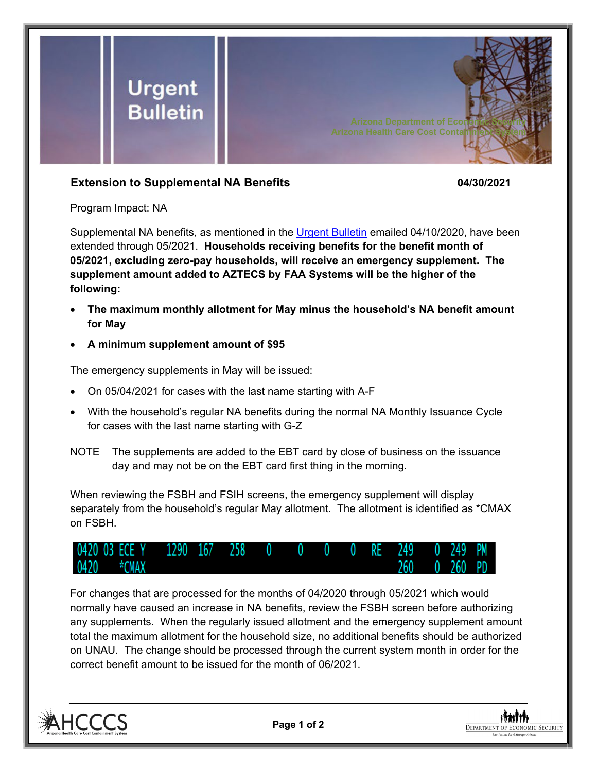# Urgent Bulletin

Arizona Department of Economic Security
Arizona Health Care Cost Containment System

## Extension to Supplemental NA Benefits

**04/30/2021**

Program Impact: NA

Supplemental NA benefits, as mentioned in the Urgent Bulletin emailed 04/10/2020, have been extended through 05/2021. **Households receiving benefits for the benefit month of 05/2021, excluding zero-pay households, will receive an emergency supplement. The supplement amount added to AZTECS by FAA Systems will be the higher of the following:**

- **The maximum monthly allotment for May minus the household's NA benefit amount for May**
- **A minimum supplement amount of $95**

The emergency supplements in May will be issued:

- On 05/04/2021 for cases with the last name starting with A-F
- With the household's regular NA benefits during the normal NA Monthly Issuance Cycle for cases with the last name starting with G-Z

NOTE The supplements are added to the EBT card by close of business on the issuance day and may not be on the EBT card first thing in the morning.

When reviewing the FSBH and FSIH screens, the emergency supplement will display separately from the household's regular May allotment. The allotment is identified as *CMAX on FSBH.

```
0420 03 ECE Y   1290  167   258   0    0    0    0   RE   249    0  249  PM
0420    *CMAX                                            260    0  260  PD
```

For changes that are processed for the months of 04/2020 through 05/2021 which would normally have caused an increase in NA benefits, review the FSBH screen before authorizing any supplements. When the regularly issued allotment and the emergency supplement amount total the maximum allotment for the household size, no additional benefits should be authorized on UNAU. The change should be processed through the current system month in order for the correct benefit amount to be issued for the month of 06/2021.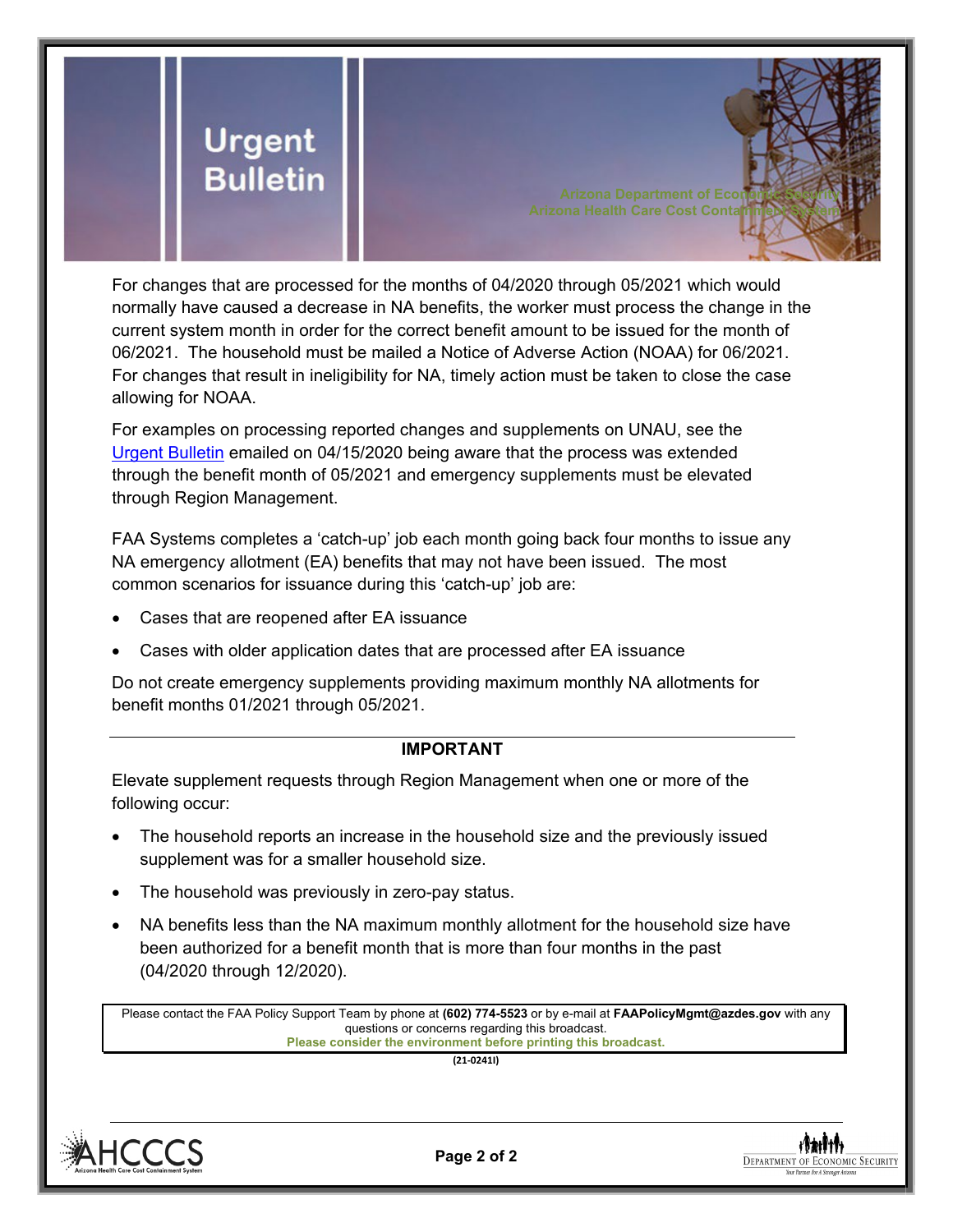For changes that are processed for the months of 04/2020 through 05/2021 which would normally have caused a decrease in NA benefits, the worker must process the change in the current system month in order for the correct benefit amount to be issued for the month of 06/2021. The household must be mailed a Notice of Adverse Action (NOAA) for 06/2021. For changes that result in ineligibility for NA, timely action must be taken to close the case allowing for NOAA.

For examples on processing reported changes and supplements on UNAU, see the Urgent Bulletin emailed on 04/15/2020 being aware that the process was extended through the benefit month of 05/2021 and emergency supplements must be elevated through Region Management.

FAA Systems completes a 'catch-up' job each month going back four months to issue any NA emergency allotment (EA) benefits that may not have been issued. The most common scenarios for issuance during this 'catch-up' job are:

- Cases that are reopened after EA issuance
- Cases with older application dates that are processed after EA issuance

Do not create emergency supplements providing maximum monthly NA allotments for benefit months 01/2021 through 05/2021.

---

**IMPORTANT**

Elevate supplement requests through Region Management when one or more of the following occur:

- The household reports an increase in the household size and the previously issued supplement was for a smaller household size.
- The household was previously in zero-pay status.
- NA benefits less than the NA maximum monthly allotment for the household size have been authorized for a benefit month that is more than four months in the past (04/2020 through 12/2020).

Please contact the FAA Policy Support Team by phone at **(602) 774-5523** or by e-mail at **FAAPolicyMgmt@azdes.gov** with any questions or concerns regarding this broadcast.
**Please consider the environment before printing this broadcast.**

**(21-0241I)**